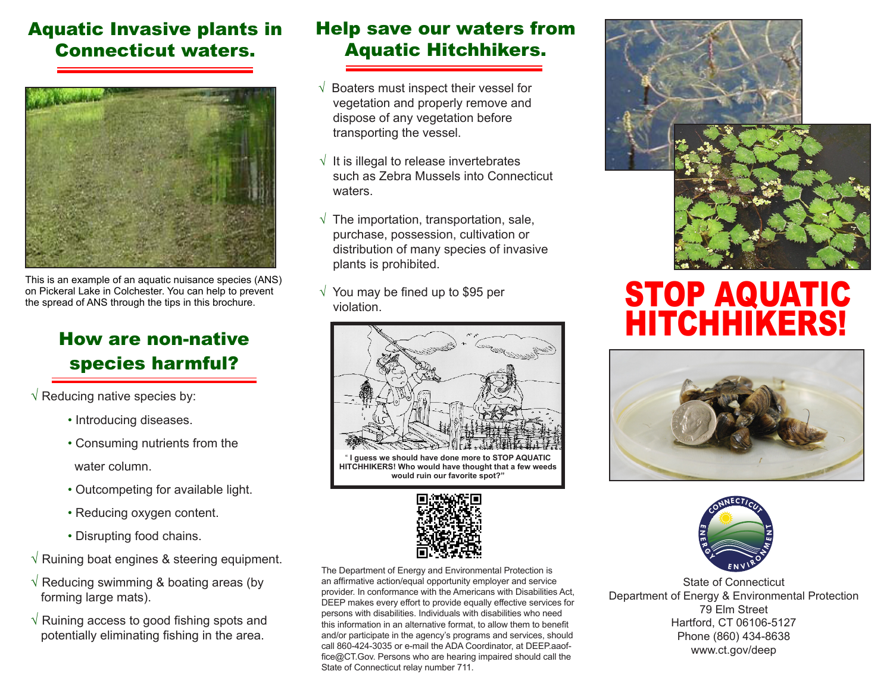## Aquatic Invasive plants in Connecticut waters.

This is an example of an aquatic nuisance species (ANS) on Pickeral Lake in Colchester. You can help to prevent the spread of ANS through the tips in this brochure.

## How are non-native species harmful?

√ Reducing native species by:

- Introducing diseases.
- Consuming nutrients from the water column.
- Outcompeting for available light.
- Reducing oxygen content.
- Disrupting food chains.

√ Ruining boat engines & steering equipment.

√ Reducing swimming & boating areas (by forming large mats).

√ Ruining access to good fishing spots and potentially eliminating fishing in the area.

## Help save our waters from Aquatic Hitchhikers.

√ Boaters must inspect their vessel for vegetation and properly remove and dispose of any vegetation before transporting the vessel.

√ It is illegal to release invertebrates such as Zebra Mussels into Connecticut waters.

√ The importation, transportation, sale, purchase, possession, cultivation or distribution of many species of invasive plants is prohibited.

√ You may be fined up to $95 per violation.

**" I guess we should have done more to STOP AQUATIC HITCHHIKERS! Who would have thought that a few weeds would ruin our favorite spot?"**

The Department of Energy and Environmental Protection is an affirmative action/equal opportunity employer and service provider. In conformance with the Americans with Disabilities Act, DEEP makes every effort to provide equally effective services for persons with disabilities. Individuals with disabilities who need this information in an alternative format, to allow them to benefit and/or participate in the agency's programs and services, should call 860-424-3035 or e-mail the ADA Coordinator, at DEEP.aaoffice@CT.Gov. Persons who are hearing impaired should call the State of Connecticut relay number 711.

# STOP AQUATIC HITCHHIKERS!

State of Connecticut
Department of Energy & Environmental Protection
79 Elm Street
Hartford, CT 06106-5127
Phone (860) 434-8638
www.ct.gov/deep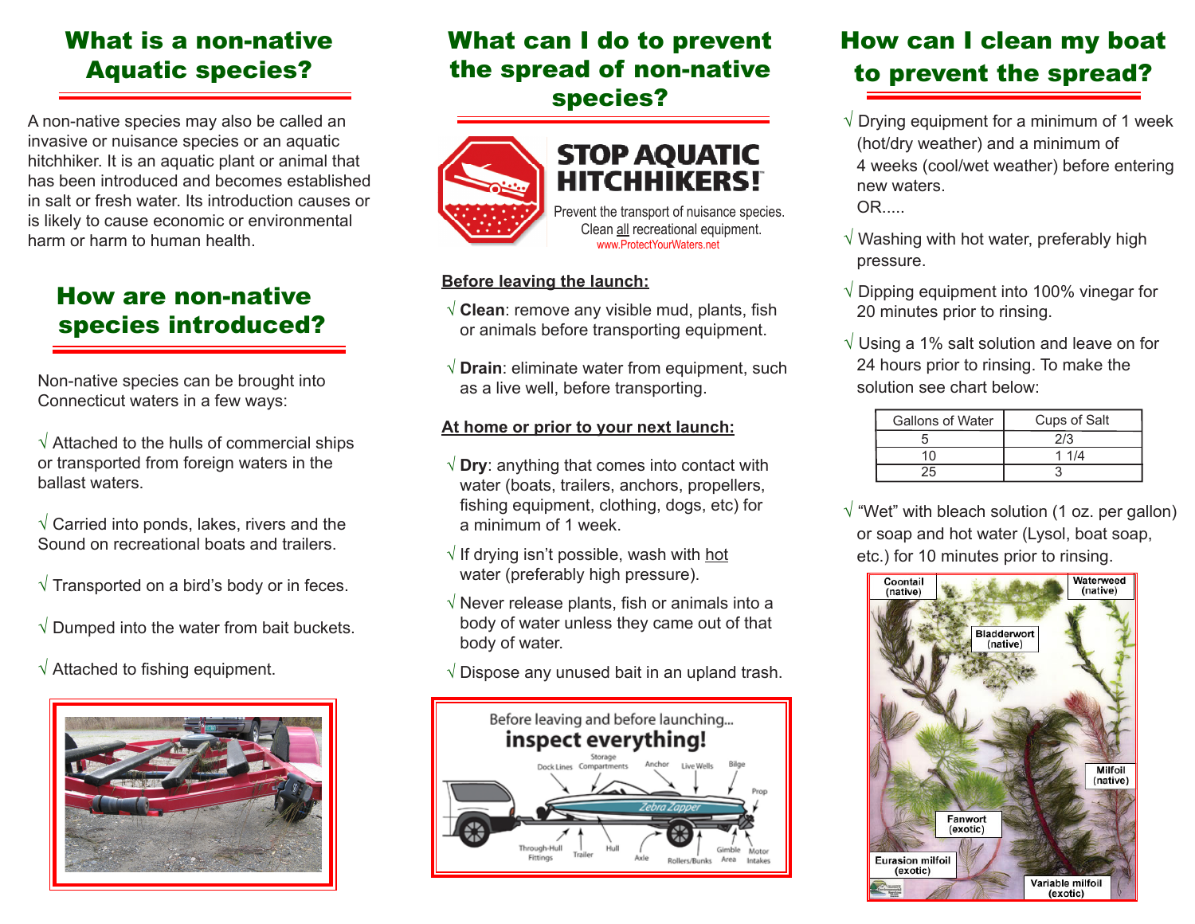## What is a non-native Aquatic species?

A non-native species may also be called an invasive or nuisance species or an aquatic hitchhiker. It is an aquatic plant or animal that has been introduced and becomes established in salt or fresh water. Its introduction causes or is likely to cause economic or environmental harm or harm to human health.

## How are non-native species introduced?

Non-native species can be brought into Connecticut waters in a few ways:

√ Attached to the hulls of commercial ships or transported from foreign waters in the ballast waters.

√ Carried into ponds, lakes, rivers and the Sound on recreational boats and trailers.

√ Transported on a bird's body or in feces.

√ Dumped into the water from bait buckets.

√ Attached to fishing equipment.

## What can I do to prevent the spread of non-native species?

**STOP AQUATIC HITCHHIKERS!**

Prevent the transport of nuisance species. Clean all recreational equipment.
www.ProtectYourWaters.net

**Before leaving the launch:**

√ **Clean**: remove any visible mud, plants, fish or animals before transporting equipment.

√ **Drain**: eliminate water from equipment, such as a live well, before transporting.

**At home or prior to your next launch:**

√ **Dry**: anything that comes into contact with water (boats, trailers, anchors, propellers, fishing equipment, clothing, dogs, etc) for a minimum of 1 week.

√ If drying isn't possible, wash with hot water (preferably high pressure).

√ Never release plants, fish or animals into a body of water unless they came out of that body of water.

√ Dispose any unused bait in an upland trash.

Before leaving and before launching... **inspect everything!**

Dock Lines, Storage Compartments, Anchor, Live Wells, Bilge, Prop, Through-Hull Fittings, Trailer, Hull, Axle, Rollers/Bunks, Gimble Area, Motor Intakes

## How can I clean my boat to prevent the spread?

√ Drying equipment for a minimum of 1 week (hot/dry weather) and a minimum of 4 weeks (cool/wet weather) before entering new waters.
OR.....

√ Washing with hot water, preferably high pressure.

√ Dipping equipment into 100% vinegar for 20 minutes prior to rinsing.

√ Using a 1% salt solution and leave on for 24 hours prior to rinsing. To make the solution see chart below:

| Gallons of Water | Cups of Salt |
|---|---|
| 5 | 2/3 |
| 10 | 1 1/4 |
| 25 | 3 |

√ "Wet" with bleach solution (1 oz. per gallon) or soap and hot water (Lysol, boat soap, etc.) for 10 minutes prior to rinsing.

Coontail (native)
Waterweed (native)
Bladderwort (native)
Milfoil (native)
Fanwort (exotic)
Eurasion milfoil (exotic)
Variable milfoil (exotic)